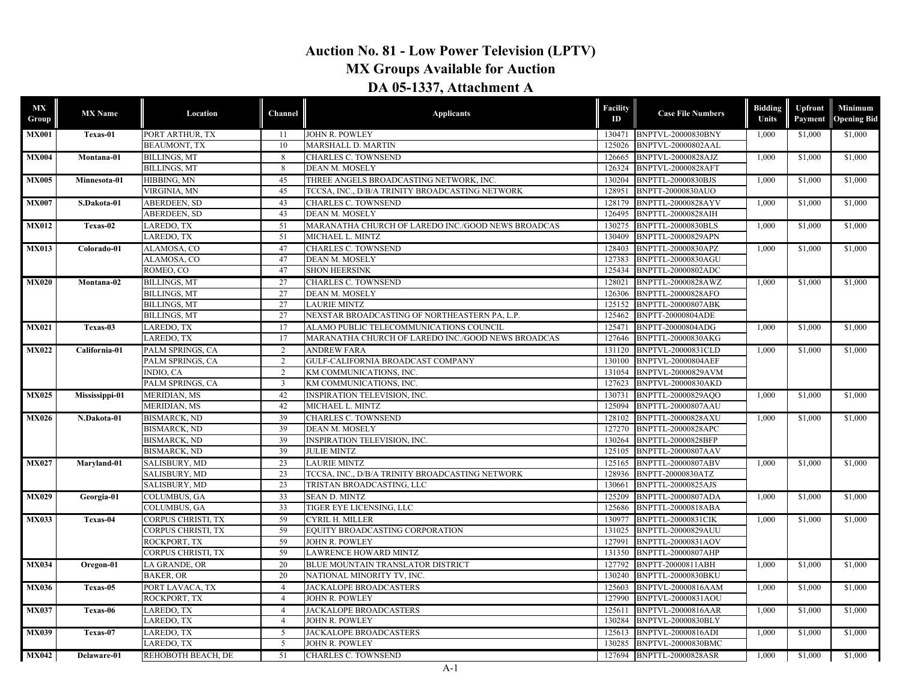# Auction No. 81 - Low Power Television (LPTV)
# MX Groups Available for Auction
# DA 05-1337, Attachment A

| MX Group | MX Name | Location | Channel | Applicants | Facility ID | Case File Numbers | Bidding Units | Upfront Payment | Minimum Opening Bid |
|---|---|---|---|---|---|---|---|---|---|
| MX001 | Texas-01 | PORT ARTHUR, TX | 11 | JOHN R. POWLEY | 130471 | BNPTVL-20000830BNY | 1,000 | $1,000 | $1,000 |
| | | BEAUMONT, TX | 10 | MARSHALL D. MARTIN | 125026 | BNPTVL-20000802AAL | | | |
| MX004 | Montana-01 | BILLINGS, MT | 8 | CHARLES C. TOWNSEND | 126665 | BNPTVL-20000828AJZ | 1,000 | $1,000 | $1,000 |
| | | BILLINGS, MT | 8 | DEAN M. MOSELY | 126324 | BNPTVL-20000828AFT | | | |
| MX005 | Minnesota-01 | HIBBING, MN | 45 | THREE ANGELS BROADCASTING NETWORK, INC. | 130204 | BNPTTL-20000830BJS | 1,000 | $1,000 | $1,000 |
| | | VIRGINIA, MN | 45 | TCCSA, INC., D/B/A TRINITY BROADCASTING NETWORK | 128951 | BNPTT-20000830AUO | | | |
| MX007 | S.Dakota-01 | ABERDEEN, SD | 43 | CHARLES C. TOWNSEND | 128179 | BNPTTL-20000828AYV | 1,000 | $1,000 | $1,000 |
| | | ABERDEEN, SD | 43 | DEAN M. MOSELY | 126495 | BNPTTL-20000828AIH | | | |
| MX012 | Texas-02 | LAREDO, TX | 51 | MARANATHA CHURCH OF LAREDO INC./GOOD NEWS BROADCAS | 130275 | BNPTTL-20000830BLS | 1,000 | $1,000 | $1,000 |
| | | LAREDO, TX | 51 | MICHAEL L. MINTZ | 130409 | BNPTTL-20000829APN | | | |
| MX013 | Colorado-01 | ALAMOSA, CO | 47 | CHARLES C. TOWNSEND | 128403 | BNPTTL-20000830APZ | 1,000 | $1,000 | $1,000 |
| | | ALAMOSA, CO | 47 | DEAN M. MOSELY | 127383 | BNPTTL-20000830AGU | | | |
| | | ROMEO, CO | 47 | SHON HEERSINK | 125434 | BNPTTL-20000802ADC | | | |
| MX020 | Montana-02 | BILLINGS, MT | 27 | CHARLES C. TOWNSEND | 128021 | BNPTTL-20000828AWZ | 1,000 | $1,000 | $1,000 |
| | | BILLINGS, MT | 27 | DEAN M. MOSELY | 126306 | BNPTTL-20000828AFO | | | |
| | | BILLINGS, MT | 27 | LAURIE MINTZ | 125152 | BNPTTL-20000807ABK | | | |
| | | BILLINGS, MT | 27 | NEXSTAR BROADCASTING OF NORTHEASTERN PA, L.P. | 125462 | BNPTT-20000804ADE | | | |
| MX021 | Texas-03 | LAREDO, TX | 17 | ALAMO PUBLIC TELECOMMUNICATIONS COUNCIL | 125471 | BNPTT-20000804ADG | 1,000 | $1,000 | $1,000 |
| | | LAREDO, TX | 17 | MARANATHA CHURCH OF LAREDO INC./GOOD NEWS BROADCAS | 127646 | BNPTTL-20000830AKG | | | |
| MX022 | California-01 | PALM SPRINGS, CA | 2 | ANDREW FARA | 131120 | BNPTVL-20000831CLD | 1,000 | $1,000 | $1,000 |
| | | PALM SPRINGS, CA | 2 | GULF-CALIFORNIA BROADCAST COMPANY | 130100 | BNPTVL-20000804AEF | | | |
| | | INDIO, CA | 2 | KM COMMUNICATIONS, INC. | 131054 | BNPTVL-20000829AVM | | | |
| | | PALM SPRINGS, CA | 3 | KM COMMUNICATIONS, INC. | 127623 | BNPTVL-20000830AKD | | | |
| MX025 | Mississippi-01 | MERIDIAN, MS | 42 | INSPIRATION TELEVISION, INC. | 130731 | BNPTTL-20000829AQO | 1,000 | $1,000 | $1,000 |
| | | MERIDIAN, MS | 42 | MICHAEL L. MINTZ | 125094 | BNPTTL-20000807AAU | | | |
| MX026 | N.Dakota-01 | BISMARCK, ND | 39 | CHARLES C. TOWNSEND | 128102 | BNPTTL-20000828AXU | 1,000 | $1,000 | $1,000 |
| | | BISMARCK, ND | 39 | DEAN M. MOSELY | 127270 | BNPTTL-20000828APC | | | |
| | | BISMARCK, ND | 39 | INSPIRATION TELEVISION, INC. | 130264 | BNPTTL-20000828BFP | | | |
| | | BISMARCK, ND | 39 | JULIE MINTZ | 125105 | BNPTTL-20000807AAV | | | |
| MX027 | Maryland-01 | SALISBURY, MD | 23 | LAURIE MINTZ | 125165 | BNPTTL-20000807ABV | 1,000 | $1,000 | $1,000 |
| | | SALISBURY, MD | 23 | TCCSA, INC., D/B/A TRINITY BROADCASTING NETWORK | 128936 | BNPTT-20000830ATZ | | | |
| | | SALISBURY, MD | 23 | TRISTAN BROADCASTING, LLC | 130661 | BNPTTL-20000825AJS | | | |
| MX029 | Georgia-01 | COLUMBUS, GA | 33 | SEAN D. MINTZ | 125209 | BNPTTL-20000807ADA | 1,000 | $1,000 | $1,000 |
| | | COLUMBUS, GA | 33 | TIGER EYE LICENSING, LLC | 125686 | BNPTTL-20000818ABA | | | |
| MX033 | Texas-04 | CORPUS CHRISTI, TX | 59 | CYRIL H. MILLER | 130977 | BNPTTL-20000831CIK | 1,000 | $1,000 | $1,000 |
| | | CORPUS CHRISTI, TX | 59 | EQUITY BROADCASTING CORPORATION | 131025 | BNPTTL-20000829AUU | | | |
| | | ROCKPORT, TX | 59 | JOHN R. POWLEY | 127991 | BNPTTL-20000831AOV | | | |
| | | CORPUS CHRISTI, TX | 59 | LAWRENCE HOWARD MINTZ | 131350 | BNPTTL-20000807AHP | | | |
| MX034 | Oregon-01 | LA GRANDE, OR | 20 | BLUE MOUNTAIN TRANSLATOR DISTRICT | 127792 | BNPTT-20000811ABH | 1,000 | $1,000 | $1,000 |
| | | BAKER, OR | 20 | NATIONAL MINORITY TV, INC. | 130240 | BNPTTL-20000830BKU | | | |
| MX036 | Texas-05 | PORT LAVACA, TX | 4 | JACKALOPE BROADCASTERS | 125603 | BNPTVL-20000816AAM | 1,000 | $1,000 | $1,000 |
| | | ROCKPORT, TX | 4 | JOHN R. POWLEY | 127990 | BNPTVL-20000831AOU | | | |
| MX037 | Texas-06 | LAREDO, TX | 4 | JACKALOPE BROADCASTERS | 125611 | BNPTVL-20000816AAR | 1,000 | $1,000 | $1,000 |
| | | LAREDO, TX | 4 | JOHN R. POWLEY | 130284 | BNPTVL-20000830BLY | | | |
| MX039 | Texas-07 | LAREDO, TX | 5 | JACKALOPE BROADCASTERS | 125613 | BNPTVL-20000816ADI | 1,000 | $1,000 | $1,000 |
| | | LAREDO, TX | 5 | JOHN R. POWLEY | 130285 | BNPTVL-20000830BMC | | | |
| MX042 | Delaware-01 | REHOBOTH BEACH, DE | 51 | CHARLES C. TOWNSEND | 127694 | BNPTTL-20000828ASR | 1,000 | $1,000 | $1,000 |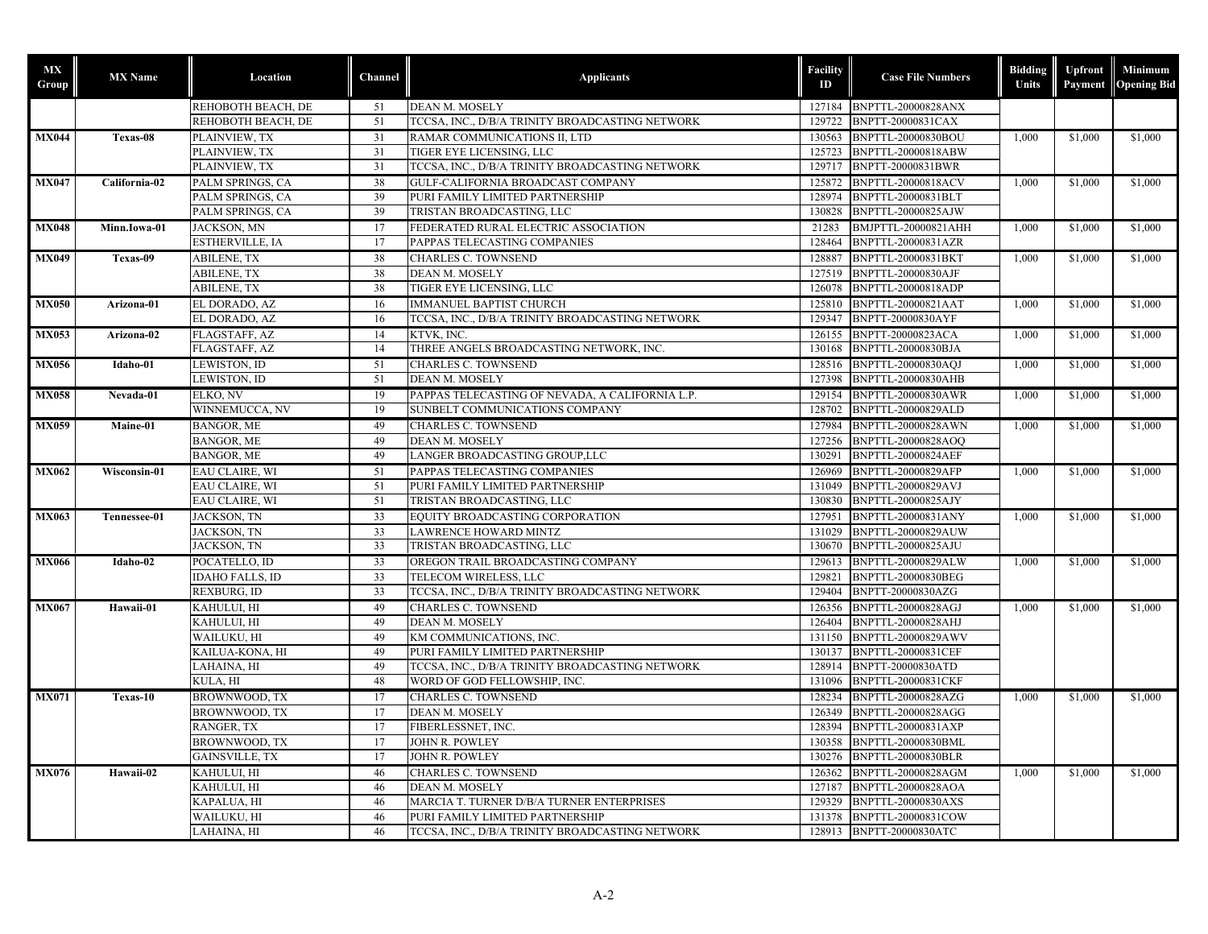| MX Group | MX Name | Location | Channel | Applicants | Facility ID | Case File Numbers | Bidding Units | Upfront Payment | Minimum Opening Bid |
|---|---|---|---|---|---|---|---|---|---|
| | | REHOBOTH BEACH, DE | 51 | DEAN M. MOSELY | 127184 | BNPTTL-20000828ANX | | | |
| | | REHOBOTH BEACH, DE | 51 | TCCSA, INC., D/B/A TRINITY BROADCASTING NETWORK | 129722 | BNPTT-20000831CAX | | | |
| MX044 | Texas-08 | PLAINVIEW, TX | 31 | RAMAR COMMUNICATIONS II, LTD | 130563 | BNPTTL-20000830BOU | 1,000 | $1,000 | $1,000 |
| | | PLAINVIEW, TX | 31 | TIGER EYE LICENSING, LLC | 125723 | BNPTTL-20000818ABW | | | |
| | | PLAINVIEW, TX | 31 | TCCSA, INC., D/B/A TRINITY BROADCASTING NETWORK | 129717 | BNPTT-20000831BWR | | | |
| MX047 | California-02 | PALM SPRINGS, CA | 38 | GULF-CALIFORNIA BROADCAST COMPANY | 125872 | BNPTTL-20000818ACV | 1,000 | $1,000 | $1,000 |
| | | PALM SPRINGS, CA | 39 | PURI FAMILY LIMITED PARTNERSHIP | 128974 | BNPTTL-20000831BLT | | | |
| | | PALM SPRINGS, CA | 39 | TRISTAN BROADCASTING, LLC | 130828 | BNPTTL-20000825AJW | | | |
| MX048 | Minn.Iowa-01 | JACKSON, MN | 17 | FEDERATED RURAL ELECTRIC ASSOCIATION | 21283 | BMJPTTL-20000821AHH | 1,000 | $1,000 | $1,000 |
| | | ESTHERVILLE, IA | 17 | PAPPAS TELECASTING COMPANIES | 128464 | BNPTTL-20000831AZR | | | |
| MX049 | Texas-09 | ABILENE, TX | 38 | CHARLES C. TOWNSEND | 128887 | BNPTTL-20000831BKT | 1,000 | $1,000 | $1,000 |
| | | ABILENE, TX | 38 | DEAN M. MOSELY | 127519 | BNPTTL-20000830AJF | | | |
| | | ABILENE, TX | 38 | TIGER EYE LICENSING, LLC | 126078 | BNPTTL-20000818ADP | | | |
| MX050 | Arizona-01 | EL DORADO, AZ | 16 | IMMANUEL BAPTIST CHURCH | 125810 | BNPTTL-20000821AAT | 1,000 | $1,000 | $1,000 |
| | | EL DORADO, AZ | 16 | TCCSA, INC., D/B/A TRINITY BROADCASTING NETWORK | 129347 | BNPTT-20000830AYF | | | |
| MX053 | Arizona-02 | FLAGSTAFF, AZ | 14 | KTVK, INC. | 126155 | BNPTT-20000823ACA | 1,000 | $1,000 | $1,000 |
| | | FLAGSTAFF, AZ | 14 | THREE ANGELS BROADCASTING NETWORK, INC. | 130168 | BNPTTL-20000830BJA | | | |
| MX056 | Idaho-01 | LEWISTON, ID | 51 | CHARLES C. TOWNSEND | 128516 | BNPTTL-20000830AQJ | 1,000 | $1,000 | $1,000 |
| | | LEWISTON, ID | 51 | DEAN M. MOSELY | 127398 | BNPTTL-20000830AHB | | | |
| MX058 | Nevada-01 | ELKO, NV | 19 | PAPPAS TELECASTING OF NEVADA, A CALIFORNIA L.P. | 129154 | BNPTTL-20000830AWR | 1,000 | $1,000 | $1,000 |
| | | WINNEMUCCA, NV | 19 | SUNBELT COMMUNICATIONS COMPANY | 128702 | BNPTTL-20000829ALD | | | |
| MX059 | Maine-01 | BANGOR, ME | 49 | CHARLES C. TOWNSEND | 127984 | BNPTTL-20000828AWN | 1,000 | $1,000 | $1,000 |
| | | BANGOR, ME | 49 | DEAN M. MOSELY | 127256 | BNPTTL-20000828AOQ | | | |
| | | BANGOR, ME | 49 | LANGER BROADCASTING GROUP,LLC | 130291 | BNPTTL-20000824AEF | | | |
| MX062 | Wisconsin-01 | EAU CLAIRE, WI | 51 | PAPPAS TELECASTING COMPANIES | 126969 | BNPTTL-20000829AFP | 1,000 | $1,000 | $1,000 |
| | | EAU CLAIRE, WI | 51 | PURI FAMILY LIMITED PARTNERSHIP | 131049 | BNPTTL-20000829AVJ | | | |
| | | EAU CLAIRE, WI | 51 | TRISTAN BROADCASTING, LLC | 130830 | BNPTTL-20000825AJY | | | |
| MX063 | Tennessee-01 | JACKSON, TN | 33 | EQUITY BROADCASTING CORPORATION | 127951 | BNPTTL-20000831ANY | 1,000 | $1,000 | $1,000 |
| | | JACKSON, TN | 33 | LAWRENCE HOWARD MINTZ | 131029 | BNPTTL-20000829AUW | | | |
| | | JACKSON, TN | 33 | TRISTAN BROADCASTING, LLC | 130670 | BNPTTL-20000825AJU | | | |
| MX066 | Idaho-02 | POCATELLO, ID | 33 | OREGON TRAIL BROADCASTING COMPANY | 129613 | BNPTTL-20000829ALW | 1,000 | $1,000 | $1,000 |
| | | IDAHO FALLS, ID | 33 | TELECOM WIRELESS, LLC | 129821 | BNPTTL-20000830BEG | | | |
| | | REXBURG, ID | 33 | TCCSA, INC., D/B/A TRINITY BROADCASTING NETWORK | 129404 | BNPTT-20000830AZG | | | |
| MX067 | Hawaii-01 | KAHULUI, HI | 49 | CHARLES C. TOWNSEND | 126356 | BNPTTL-20000828AGJ | 1,000 | $1,000 | $1,000 |
| | | KAHULUI, HI | 49 | DEAN M. MOSELY | 126404 | BNPTTL-20000828AHJ | | | |
| | | WAILUKU, HI | 49 | KM COMMUNICATIONS, INC. | 131150 | BNPTTL-20000829AWV | | | |
| | | KAILUA-KONA, HI | 49 | PURI FAMILY LIMITED PARTNERSHIP | 130137 | BNPTTL-20000831CEF | | | |
| | | LAHAINA, HI | 49 | TCCSA, INC., D/B/A TRINITY BROADCASTING NETWORK | 128914 | BNPTT-20000830ATD | | | |
| | | KULA, HI | 48 | WORD OF GOD FELLOWSHIP, INC. | 131096 | BNPTTL-20000831CKF | | | |
| MX071 | Texas-10 | BROWNWOOD, TX | 17 | CHARLES C. TOWNSEND | 128234 | BNPTTL-20000828AZG | 1,000 | $1,000 | $1,000 |
| | | BROWNWOOD, TX | 17 | DEAN M. MOSELY | 126349 | BNPTTL-20000828AGG | | | |
| | | RANGER, TX | 17 | FIBERLESSNET, INC. | 128394 | BNPTTL-20000831AXP | | | |
| | | BROWNWOOD, TX | 17 | JOHN R. POWLEY | 130358 | BNPTTL-20000830BML | | | |
| | | GAINSVILLE, TX | 17 | JOHN R. POWLEY | 130276 | BNPTTL-20000830BLR | | | |
| MX076 | Hawaii-02 | KAHULUI, HI | 46 | CHARLES C. TOWNSEND | 126362 | BNPTTL-20000828AGM | 1,000 | $1,000 | $1,000 |
| | | KAHULUI, HI | 46 | DEAN M. MOSELY | 127187 | BNPTTL-20000828AOA | | | |
| | | KAPALUA, HI | 46 | MARCIA T. TURNER D/B/A TURNER ENTERPRISES | 129329 | BNPTTL-20000830AXS | | | |
| | | WAILUKU, HI | 46 | PURI FAMILY LIMITED PARTNERSHIP | 131378 | BNPTTL-20000831COW | | | |
| | | LAHAINA, HI | 46 | TCCSA, INC., D/B/A TRINITY BROADCASTING NETWORK | 128913 | BNPTT-20000830ATC | | | |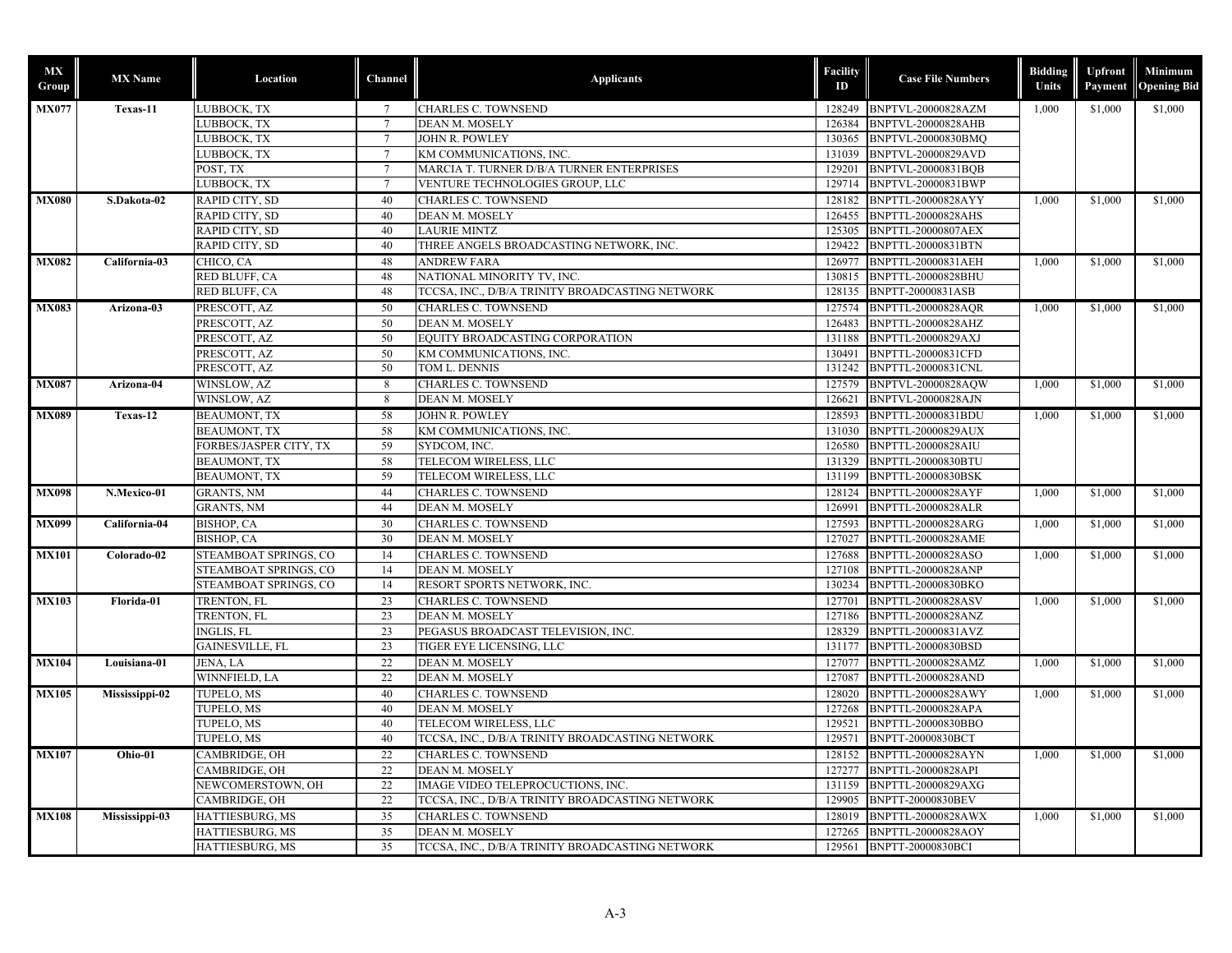| MX Group | MX Name | Location | Channel | Applicants | Facility ID | Case File Numbers | Bidding Units | Upfront Payment | Minimum Opening Bid |
|---|---|---|---|---|---|---|---|---|---|
| **MX077** | **Texas-11** | LUBBOCK, TX | 7 | CHARLES C. TOWNSEND | 128249 | BNPTVL-20000828AZM | 1,000 | $1,000 | $1,000 |
| | | LUBBOCK, TX | 7 | DEAN M. MOSELY | 126384 | BNPTVL-20000828AHB | | | |
| | | LUBBOCK, TX | 7 | JOHN R. POWLEY | 130365 | BNPTVL-20000830BMQ | | | |
| | | LUBBOCK, TX | 7 | KM COMMUNICATIONS, INC. | 131039 | BNPTVL-20000829AVD | | | |
| | | POST, TX | 7 | MARCIA T. TURNER D/B/A TURNER ENTERPRISES | 129201 | BNPTVL-20000831BQB | | | |
| | | LUBBOCK, TX | 7 | VENTURE TECHNOLOGIES GROUP, LLC | 129714 | BNPTVL-20000831BWP | | | |
| **MX080** | **S.Dakota-02** | RAPID CITY, SD | 40 | CHARLES C. TOWNSEND | 128182 | BNPTTL-20000828AYY | 1,000 | $1,000 | $1,000 |
| | | RAPID CITY, SD | 40 | DEAN M. MOSELY | 126455 | BNPTTL-20000828AHS | | | |
| | | RAPID CITY, SD | 40 | LAURIE MINTZ | 125305 | BNPTTL-20000807AEX | | | |
| | | RAPID CITY, SD | 40 | THREE ANGELS BROADCASTING NETWORK, INC. | 129422 | BNPTTL-20000831BTN | | | |
| **MX082** | **California-03** | CHICO, CA | 48 | ANDREW FARA | 126977 | BNPTTL-20000831AEH | 1,000 | $1,000 | $1,000 |
| | | RED BLUFF, CA | 48 | NATIONAL MINORITY TV, INC. | 130815 | BNPTTL-20000828BHU | | | |
| | | RED BLUFF, CA | 48 | TCCSA, INC., D/B/A TRINITY BROADCASTING NETWORK | 128135 | BNPTT-20000831ASB | | | |
| **MX083** | **Arizona-03** | PRESCOTT, AZ | 50 | CHARLES C. TOWNSEND | 127574 | BNPTTL-20000828AQR | 1,000 | $1,000 | $1,000 |
| | | PRESCOTT, AZ | 50 | DEAN M. MOSELY | 126483 | BNPTTL-20000828AHZ | | | |
| | | PRESCOTT, AZ | 50 | EQUITY BROADCASTING CORPORATION | 131188 | BNPTTL-20000829AXJ | | | |
| | | PRESCOTT, AZ | 50 | KM COMMUNICATIONS, INC. | 130491 | BNPTTL-20000831CFD | | | |
| | | PRESCOTT, AZ | 50 | TOM L. DENNIS | 131242 | BNPTTL-20000831CNL | | | |
| **MX087** | **Arizona-04** | WINSLOW, AZ | 8 | CHARLES C. TOWNSEND | 127579 | BNPTVL-20000828AQW | 1,000 | $1,000 | $1,000 |
| | | WINSLOW, AZ | 8 | DEAN M. MOSELY | 126621 | BNPTVL-20000828AJN | | | |
| **MX089** | **Texas-12** | BEAUMONT, TX | 58 | JOHN R. POWLEY | 128593 | BNPTTL-20000831BDU | 1,000 | $1,000 | $1,000 |
| | | BEAUMONT, TX | 58 | KM COMMUNICATIONS, INC. | 131030 | BNPTTL-20000829AUX | | | |
| | | FORBES/JASPER CITY, TX | 59 | SYDCOM, INC. | 126580 | BNPTTL-20000828AIU | | | |
| | | BEAUMONT, TX | 58 | TELECOM WIRELESS, LLC | 131329 | BNPTTL-20000830BTU | | | |
| | | BEAUMONT, TX | 59 | TELECOM WIRELESS, LLC | 131199 | BNPTTL-20000830BSK | | | |
| **MX098** | **N.Mexico-01** | GRANTS, NM | 44 | CHARLES C. TOWNSEND | 128124 | BNPTTL-20000828AYF | 1,000 | $1,000 | $1,000 |
| | | GRANTS, NM | 44 | DEAN M. MOSELY | 126991 | BNPTTL-20000828ALR | | | |
| **MX099** | **California-04** | BISHOP, CA | 30 | CHARLES C. TOWNSEND | 127593 | BNPTTL-20000828ARG | 1,000 | $1,000 | $1,000 |
| | | BISHOP, CA | 30 | DEAN M. MOSELY | 127027 | BNPTTL-20000828AME | | | |
| **MX101** | **Colorado-02** | STEAMBOAT SPRINGS, CO | 14 | CHARLES C. TOWNSEND | 127688 | BNPTTL-20000828ASO | 1,000 | $1,000 | $1,000 |
| | | STEAMBOAT SPRINGS, CO | 14 | DEAN M. MOSELY | 127108 | BNPTTL-20000828ANP | | | |
| | | STEAMBOAT SPRINGS, CO | 14 | RESORT SPORTS NETWORK, INC. | 130234 | BNPTTL-20000830BKO | | | |
| **MX103** | **Florida-01** | TRENTON, FL | 23 | CHARLES C. TOWNSEND | 127701 | BNPTTL-20000828ASV | 1,000 | $1,000 | $1,000 |
| | | TRENTON, FL | 23 | DEAN M. MOSELY | 127186 | BNPTTL-20000828ANZ | | | |
| | | INGLIS, FL | 23 | PEGASUS BROADCAST TELEVISION, INC. | 128329 | BNPTTL-20000831AVZ | | | |
| | | GAINESVILLE, FL | 23 | TIGER EYE LICENSING, LLC | 131177 | BNPTTL-20000830BSD | | | |
| **MX104** | **Louisiana-01** | JENA, LA | 22 | DEAN M. MOSELY | 127077 | BNPTTL-20000828AMZ | 1,000 | $1,000 | $1,000 |
| | | WINNFIELD, LA | 22 | DEAN M. MOSELY | 127087 | BNPTTL-20000828AND | | | |
| **MX105** | **Mississippi-02** | TUPELO, MS | 40 | CHARLES C. TOWNSEND | 128020 | BNPTTL-20000828AWY | 1,000 | $1,000 | $1,000 |
| | | TUPELO, MS | 40 | DEAN M. MOSELY | 127268 | BNPTTL-20000828APA | | | |
| | | TUPELO, MS | 40 | TELECOM WIRELESS, LLC | 129521 | BNPTTL-20000830BBO | | | |
| | | TUPELO, MS | 40 | TCCSA, INC., D/B/A TRINITY BROADCASTING NETWORK | 129571 | BNPTT-20000830BCT | | | |
| **MX107** | **Ohio-01** | CAMBRIDGE, OH | 22 | CHARLES C. TOWNSEND | 128152 | BNPTTL-20000828AYN | 1,000 | $1,000 | $1,000 |
| | | CAMBRIDGE, OH | 22 | DEAN M. MOSELY | 127277 | BNPTTL-20000828API | | | |
| | | NEWCOMERSTOWN, OH | 22 | IMAGE VIDEO TELEPROCUCTIONS, INC. | 131159 | BNPTTL-20000829AXG | | | |
| | | CAMBRIDGE, OH | 22 | TCCSA, INC., D/B/A TRINITY BROADCASTING NETWORK | 129905 | BNPTT-20000830BEV | | | |
| **MX108** | **Mississippi-03** | HATTIESBURG, MS | 35 | CHARLES C. TOWNSEND | 128019 | BNPTTL-20000828AWX | 1,000 | $1,000 | $1,000 |
| | | HATTIESBURG, MS | 35 | DEAN M. MOSELY | 127265 | BNPTTL-20000828AOY | | | |
| | | HATTIESBURG, MS | 35 | TCCSA, INC., D/B/A TRINITY BROADCASTING NETWORK | 129561 | BNPTT-20000830BCI | | | |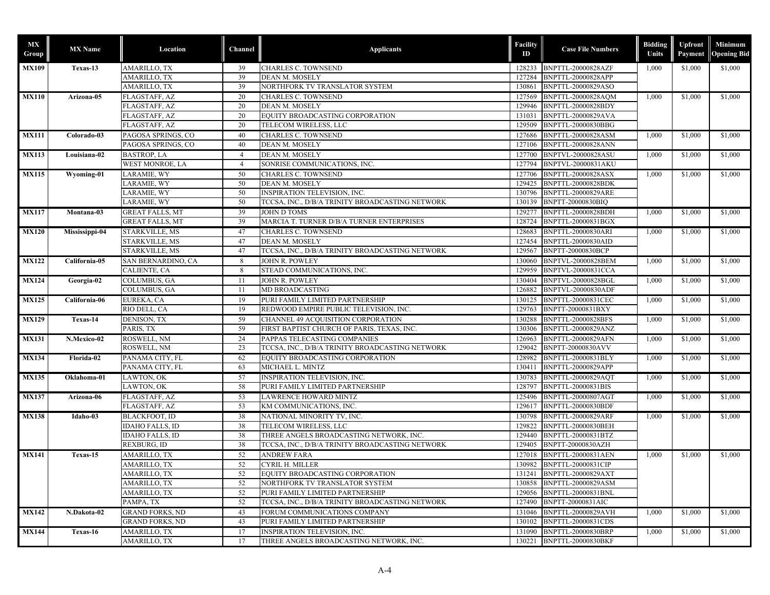| MX Group | MX Name | Location | Channel | Applicants | Facility ID | Case File Numbers | Bidding Units | Upfront Payment | Minimum Opening Bid |
|---|---|---|---|---|---|---|---|---|---|
| MX109 | Texas-13 | AMARILLO, TX | 39 | CHARLES C. TOWNSEND | 128233 | BNPTTL-20000828AZF | 1,000 | $1,000 | $1,000 |
| | | AMARILLO, TX | 39 | DEAN M. MOSELY | 127284 | BNPTTL-20000828APP | | | |
| | | AMARILLO, TX | 39 | NORTHFORK TV TRANSLATOR SYSTEM | 130861 | BNPTTL-20000829ASO | | | |
| MX110 | Arizona-05 | FLAGSTAFF, AZ | 20 | CHARLES C. TOWNSEND | 127569 | BNPTTL-20000828AQM | 1,000 | $1,000 | $1,000 |
| | | FLAGSTAFF, AZ | 20 | DEAN M. MOSELY | 129946 | BNPTTL-20000828BDY | | | |
| | | FLAGSTAFF, AZ | 20 | EQUITY BROADCASTING CORPORATION | 131031 | BNPTTL-20000829AVA | | | |
| | | FLAGSTAFF, AZ | 20 | TELECOM WIRELESS, LLC | 129509 | BNPTTL-20000830BBG | | | |
| MX111 | Colorado-03 | PAGOSA SPRINGS, CO | 40 | CHARLES C. TOWNSEND | 127686 | BNPTTL-20000828ASM | 1,000 | $1,000 | $1,000 |
| | | PAGOSA SPRINGS, CO | 40 | DEAN M. MOSELY | 127106 | BNPTTL-20000828ANN | | | |
| MX113 | Louisiana-02 | BASTROP, LA | 4 | DEAN M. MOSELY | 127700 | BNPTVL-20000828ASU | 1,000 | $1,000 | $1,000 |
| | | WEST MONROE, LA | 4 | SONRISE COMMUNICATIONS, INC. | 127794 | BNPTVL-20000831AKU | | | |
| MX115 | Wyoming-01 | LARAMIE, WY | 50 | CHARLES C. TOWNSEND | 127706 | BNPTTL-20000828ASX | 1,000 | $1,000 | $1,000 |
| | | LARAMIE, WY | 50 | DEAN M. MOSELY | 129425 | BNPTTL-20000828BDK | | | |
| | | LARAMIE, WY | 50 | INSPIRATION TELEVISION, INC. | 130796 | BNPTTL-20000829ARE | | | |
| | | LARAMIE, WY | 50 | TCCSA, INC., D/B/A TRINITY BROADCASTING NETWORK | 130139 | BNPTT-20000830BIQ | | | |
| MX117 | Montana-03 | GREAT FALLS, MT | 39 | JOHN D TOMS | 129277 | BNPTTL-20000828BDH | 1,000 | $1,000 | $1,000 |
| | | GREAT FALLS, MT | 39 | MARCIA T. TURNER D/B/A TURNER ENTERPRISES | 128724 | BNPTTL-20000831BGX | | | |
| MX120 | Mississippi-04 | STARKVILLE, MS | 47 | CHARLES C. TOWNSEND | 128683 | BNPTTL-20000830ARI | 1,000 | $1,000 | $1,000 |
| | | STARKVILLE, MS | 47 | DEAN M. MOSELY | 127454 | BNPTTL-20000830AID | | | |
| | | STARKVILLE, MS | 47 | TCCSA, INC., D/B/A TRINITY BROADCASTING NETWORK | 129567 | BNPTT-20000830BCP | | | |
| MX122 | California-05 | SAN BERNARDINO, CA | 8 | JOHN R. POWLEY | 130060 | BNPTVL-20000828BEM | 1,000 | $1,000 | $1,000 |
| | | CALIENTE, CA | 8 | STEAD COMMUNICATIONS, INC. | 129959 | BNPTVL-20000831CCA | | | |
| MX124 | Georgia-02 | COLUMBUS, GA | 11 | JOHN R. POWLEY | 130404 | BNPTVL-20000828BGL | 1,000 | $1,000 | $1,000 |
| | | COLUMBUS, GA | 11 | MD BROADCASTING | 126882 | BNPTVL-20000830ADF | | | |
| MX125 | California-06 | EUREKA, CA | 19 | PURI FAMILY LIMITED PARTNERSHIP | 130125 | BNPTTL-20000831CEC | 1,000 | $1,000 | $1,000 |
| | | RIO DELL, CA | 19 | REDWOOD EMPIRE PUBLIC TELEVISION, INC. | 129763 | BNPTT-20000831BXY | | | |
| MX129 | Texas-14 | DENISON, TX | 59 | CHANNEL 49 ACQUISITION CORPORATION | 130288 | BNPTTL-20000828BFS | 1,000 | $1,000 | $1,000 |
| | | PARIS, TX | 59 | FIRST BAPTIST CHURCH OF PARIS, TEXAS, INC. | 130306 | BNPTTL-20000829ANZ | | | |
| MX131 | N.Mexico-02 | ROSWELL, NM | 24 | PAPPAS TELECASTING COMPANIES | 126963 | BNPTTL-20000829AFN | 1,000 | $1,000 | $1,000 |
| | | ROSWELL, NM | 23 | TCCSA, INC., D/B/A TRINITY BROADCASTING NETWORK | 129042 | BNPTT-20000830AVV | | | |
| MX134 | Florida-02 | PANAMA CITY, FL | 62 | EQUITY BROADCASTING CORPORATION | 128982 | BNPTTL-20000831BLY | 1,000 | $1,000 | $1,000 |
| | | PANAMA CITY, FL | 63 | MICHAEL L. MINTZ | 130411 | BNPTTL-20000829APP | | | |
| MX135 | Oklahoma-01 | LAWTON, OK | 57 | INSPIRATION TELEVISION, INC. | 130783 | BNPTTL-20000829AQT | 1,000 | $1,000 | $1,000 |
| | | LAWTON, OK | 58 | PURI FAMILY LIMITED PARTNERSHIP | 128797 | BNPTTL-20000831BIS | | | |
| MX137 | Arizona-06 | FLAGSTAFF, AZ | 53 | LAWRENCE HOWARD MINTZ | 125496 | BNPTTL-20000807AGT | 1,000 | $1,000 | $1,000 |
| | | FLAGSTAFF, AZ | 53 | KM COMMUNICATIONS, INC. | 129617 | BNPTTL-20000830BDF | | | |
| MX138 | Idaho-03 | BLACKFOOT, ID | 38 | NATIONAL MINORITY TV, INC. | 130798 | BNPTTL-20000829ARF | 1,000 | $1,000 | $1,000 |
| | | IDAHO FALLS, ID | 38 | TELECOM WIRELESS, LLC | 129822 | BNPTTL-20000830BEH | | | |
| | | IDAHO FALLS, ID | 38 | THREE ANGELS BROADCASTING NETWORK, INC. | 129440 | BNPTTL-20000831BTZ | | | |
| | | REXBURG, ID | 38 | TCCSA, INC., D/B/A TRINITY BROADCASTING NETWORK | 129405 | BNPTT-20000830AZH | | | |
| MX141 | Texas-15 | AMARILLO, TX | 52 | ANDREW FARA | 127018 | BNPTTL-20000831AEN | 1,000 | $1,000 | $1,000 |
| | | AMARILLO, TX | 52 | CYRIL H. MILLER | 130982 | BNPTTL-20000831CIP | | | |
| | | AMARILLO, TX | 52 | EQUITY BROADCASTING CORPORATION | 131241 | BNPTTL-20000829AXT | | | |
| | | AMARILLO, TX | 52 | NORTHFORK TV TRANSLATOR SYSTEM | 130858 | BNPTTL-20000829ASM | | | |
| | | AMARILLO, TX | 52 | PURI FAMILY LIMITED PARTNERSHIP | 129056 | BNPTTL-20000831BNL | | | |
| | | PAMPA, TX | 52 | TCCSA, INC., D/B/A TRINITY BROADCASTING NETWORK | 127490 | BNPTT-20000831AIC | | | |
| MX142 | N.Dakota-02 | GRAND FORKS, ND | 43 | FORUM COMMUNICATIONS COMPANY | 131046 | BNPTTL-20000829AVH | 1,000 | $1,000 | $1,000 |
| | | GRAND FORKS, ND | 43 | PURI FAMILY LIMITED PARTNERSHIP | 130102 | BNPTTL-20000831CDS | | | |
| MX144 | Texas-16 | AMARILLO, TX | 17 | INSPIRATION TELEVISION, INC. | 131090 | BNPTTL-20000830BRP | 1,000 | $1,000 | $1,000 |
| | | AMARILLO, TX | 17 | THREE ANGELS BROADCASTING NETWORK, INC. | 130221 | BNPTTL-20000830BKF | | | |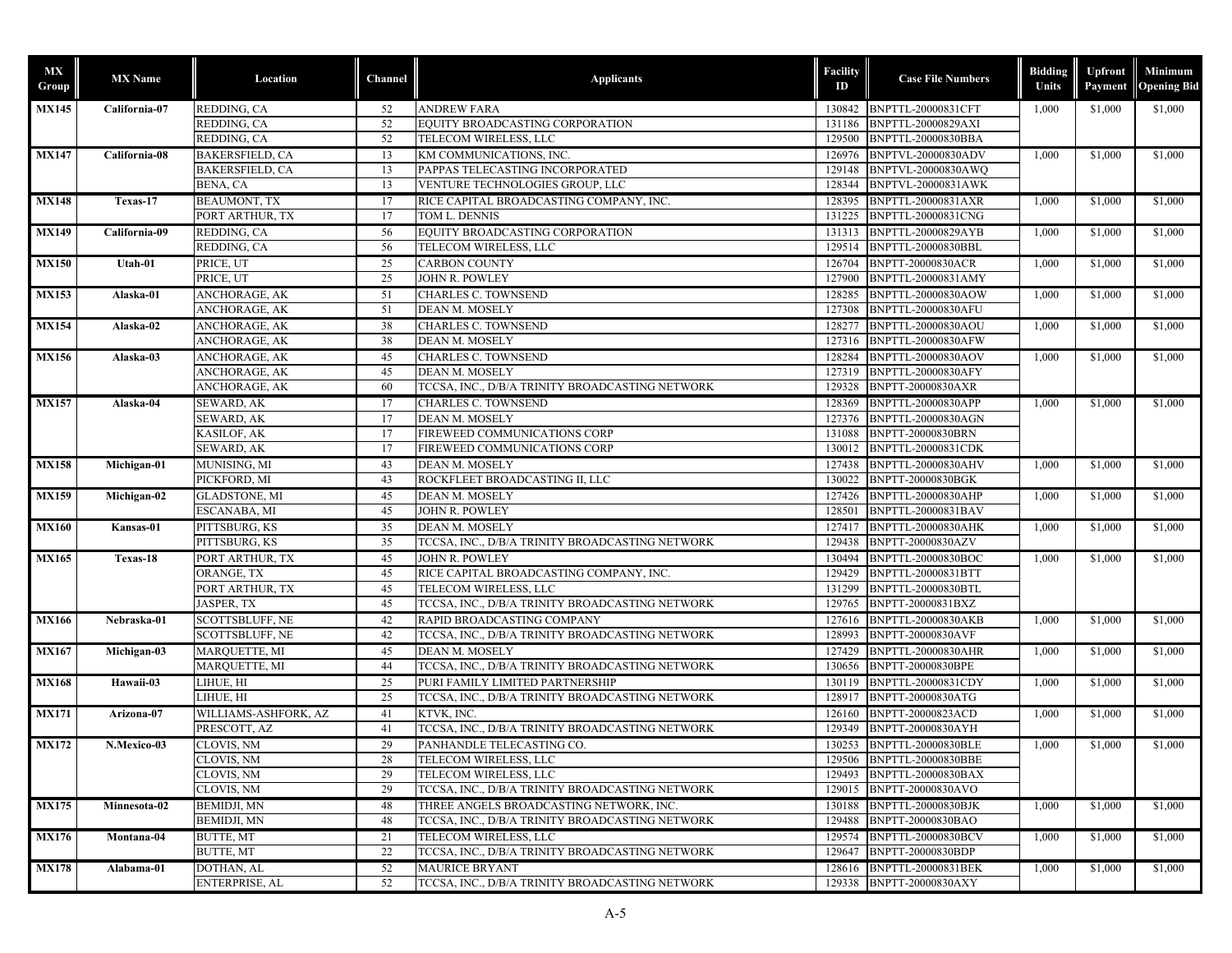| MX Group | MX Name | Location | Channel | Applicants | Facility ID | Case File Numbers | Bidding Units | Upfront Payment | Minimum Opening Bid |
|---|---|---|---|---|---|---|---|---|---|
| MX145 | California-07 | REDDING, CA | 52 | ANDREW FARA | 130842 | BNPTTL-20000831CFT | 1,000 | $1,000 | $1,000 |
| | | REDDING, CA | 52 | EQUITY BROADCASTING CORPORATION | 131186 | BNPTTL-20000829AXI | | | |
| | | REDDING, CA | 52 | TELECOM WIRELESS, LLC | 129500 | BNPTTL-20000830BBA | | | |
| MX147 | California-08 | BAKERSFIELD, CA | 13 | KM COMMUNICATIONS, INC. | 126976 | BNPTVL-20000830ADV | 1,000 | $1,000 | $1,000 |
| | | BAKERSFIELD, CA | 13 | PAPPAS TELECASTING INCORPORATED | 129148 | BNPTVL-20000830AWQ | | | |
| | | BENA, CA | 13 | VENTURE TECHNOLOGIES GROUP, LLC | 128344 | BNPTVL-20000831AWK | | | |
| MX148 | Texas-17 | BEAUMONT, TX | 17 | RICE CAPITAL BROADCASTING COMPANY, INC. | 128395 | BNPTTL-20000831AXR | 1,000 | $1,000 | $1,000 |
| | | PORT ARTHUR, TX | 17 | TOM L. DENNIS | 131225 | BNPTTL-20000831CNG | | | |
| MX149 | California-09 | REDDING, CA | 56 | EQUITY BROADCASTING CORPORATION | 131313 | BNPTTL-20000829AYB | 1,000 | $1,000 | $1,000 |
| | | REDDING, CA | 56 | TELECOM WIRELESS, LLC | 129514 | BNPTTL-20000830BBL | | | |
| MX150 | Utah-01 | PRICE, UT | 25 | CARBON COUNTY | 126704 | BNPTT-20000830ACR | 1,000 | $1,000 | $1,000 |
| | | PRICE, UT | 25 | JOHN R. POWLEY | 127900 | BNPTTL-20000831AMY | | | |
| MX153 | Alaska-01 | ANCHORAGE, AK | 51 | CHARLES C. TOWNSEND | 128285 | BNPTTL-20000830AOW | 1,000 | $1,000 | $1,000 |
| | | ANCHORAGE, AK | 51 | DEAN M. MOSELY | 127308 | BNPTTL-20000830AFU | | | |
| MX154 | Alaska-02 | ANCHORAGE, AK | 38 | CHARLES C. TOWNSEND | 128277 | BNPTTL-20000830AOU | 1,000 | $1,000 | $1,000 |
| | | ANCHORAGE, AK | 38 | DEAN M. MOSELY | 127316 | BNPTTL-20000830AFW | | | |
| MX156 | Alaska-03 | ANCHORAGE, AK | 45 | CHARLES C. TOWNSEND | 128284 | BNPTTL-20000830AOV | 1,000 | $1,000 | $1,000 |
| | | ANCHORAGE, AK | 45 | DEAN M. MOSELY | 127319 | BNPTTL-20000830AFY | | | |
| | | ANCHORAGE, AK | 60 | TCCSA, INC., D/B/A TRINITY BROADCASTING NETWORK | 129328 | BNPTT-20000830AXR | | | |
| MX157 | Alaska-04 | SEWARD, AK | 17 | CHARLES C. TOWNSEND | 128369 | BNPTTL-20000830APP | 1,000 | $1,000 | $1,000 |
| | | SEWARD, AK | 17 | DEAN M. MOSELY | 127376 | BNPTTL-20000830AGN | | | |
| | | KASILOF, AK | 17 | FIREWEED COMMUNICATIONS CORP | 131088 | BNPTT-20000830BRN | | | |
| | | SEWARD, AK | 17 | FIREWEED COMMUNICATIONS CORP | 130012 | BNPTTL-20000831CDK | | | |
| MX158 | Michigan-01 | MUNISING, MI | 43 | DEAN M. MOSELY | 127438 | BNPTTL-20000830AHV | 1,000 | $1,000 | $1,000 |
| | | PICKFORD, MI | 43 | ROCKFLEET BROADCASTING II, LLC | 130022 | BNPTT-20000830BGK | | | |
| MX159 | Michigan-02 | GLADSTONE, MI | 45 | DEAN M. MOSELY | 127426 | BNPTTL-20000830AHP | 1,000 | $1,000 | $1,000 |
| | | ESCANABA, MI | 45 | JOHN R. POWLEY | 128501 | BNPTTL-20000831BAV | | | |
| MX160 | Kansas-01 | PITTSBURG, KS | 35 | DEAN M. MOSELY | 127417 | BNPTTL-20000830AHK | 1,000 | $1,000 | $1,000 |
| | | PITTSBURG, KS | 35 | TCCSA, INC., D/B/A TRINITY BROADCASTING NETWORK | 129438 | BNPTT-20000830AZV | | | |
| MX165 | Texas-18 | PORT ARTHUR, TX | 45 | JOHN R. POWLEY | 130494 | BNPTTL-20000830BOC | 1,000 | $1,000 | $1,000 |
| | | ORANGE, TX | 45 | RICE CAPITAL BROADCASTING COMPANY, INC. | 129429 | BNPTTL-20000831BTT | | | |
| | | PORT ARTHUR, TX | 45 | TELECOM WIRELESS, LLC | 131299 | BNPTTL-20000830BTL | | | |
| | | JASPER, TX | 45 | TCCSA, INC., D/B/A TRINITY BROADCASTING NETWORK | 129765 | BNPTT-20000831BXZ | | | |
| MX166 | Nebraska-01 | SCOTTSBLUFF, NE | 42 | RAPID BROADCASTING COMPANY | 127616 | BNPTTL-20000830AKB | 1,000 | $1,000 | $1,000 |
| | | SCOTTSBLUFF, NE | 42 | TCCSA, INC., D/B/A TRINITY BROADCASTING NETWORK | 128993 | BNPTT-20000830AVF | | | |
| MX167 | Michigan-03 | MARQUETTE, MI | 45 | DEAN M. MOSELY | 127429 | BNPTTL-20000830AHR | 1,000 | $1,000 | $1,000 |
| | | MARQUETTE, MI | 44 | TCCSA, INC., D/B/A TRINITY BROADCASTING NETWORK | 130656 | BNPTT-20000830BPE | | | |
| MX168 | Hawaii-03 | LIHUE, HI | 25 | PURI FAMILY LIMITED PARTNERSHIP | 130119 | BNPTTL-20000831CDY | 1,000 | $1,000 | $1,000 |
| | | LIHUE, HI | 25 | TCCSA, INC., D/B/A TRINITY BROADCASTING NETWORK | 128917 | BNPTT-20000830ATG | | | |
| MX171 | Arizona-07 | WILLIAMS-ASHFORK, AZ | 41 | KTVK, INC. | 126160 | BNPTT-20000823ACD | 1,000 | $1,000 | $1,000 |
| | | PRESCOTT, AZ | 41 | TCCSA, INC., D/B/A TRINITY BROADCASTING NETWORK | 129349 | BNPTT-20000830AYH | | | |
| MX172 | N.Mexico-03 | CLOVIS, NM | 29 | PANHANDLE TELECASTING CO. | 130253 | BNPTTL-20000830BLE | 1,000 | $1,000 | $1,000 |
| | | CLOVIS, NM | 28 | TELECOM WIRELESS, LLC | 129506 | BNPTTL-20000830BBE | | | |
| | | CLOVIS, NM | 29 | TELECOM WIRELESS, LLC | 129493 | BNPTTL-20000830BAX | | | |
| | | CLOVIS, NM | 29 | TCCSA, INC., D/B/A TRINITY BROADCASTING NETWORK | 129015 | BNPTT-20000830AVO | | | |
| MX175 | Minnesota-02 | BEMIDJI, MN | 48 | THREE ANGELS BROADCASTING NETWORK, INC. | 130188 | BNPTTL-20000830BJK | 1,000 | $1,000 | $1,000 |
| | | BEMIDJI, MN | 48 | TCCSA, INC., D/B/A TRINITY BROADCASTING NETWORK | 129488 | BNPTT-20000830BAO | | | |
| MX176 | Montana-04 | BUTTE, MT | 21 | TELECOM WIRELESS, LLC | 129574 | BNPTTL-20000830BCV | 1,000 | $1,000 | $1,000 |
| | | BUTTE, MT | 22 | TCCSA, INC., D/B/A TRINITY BROADCASTING NETWORK | 129647 | BNPTT-20000830BDP | | | |
| MX178 | Alabama-01 | DOTHAN, AL | 52 | MAURICE BRYANT | 128616 | BNPTTL-20000831BEK | 1,000 | $1,000 | $1,000 |
| | | ENTERPRISE, AL | 52 | TCCSA, INC., D/B/A TRINITY BROADCASTING NETWORK | 129338 | BNPTT-20000830AXY | | | |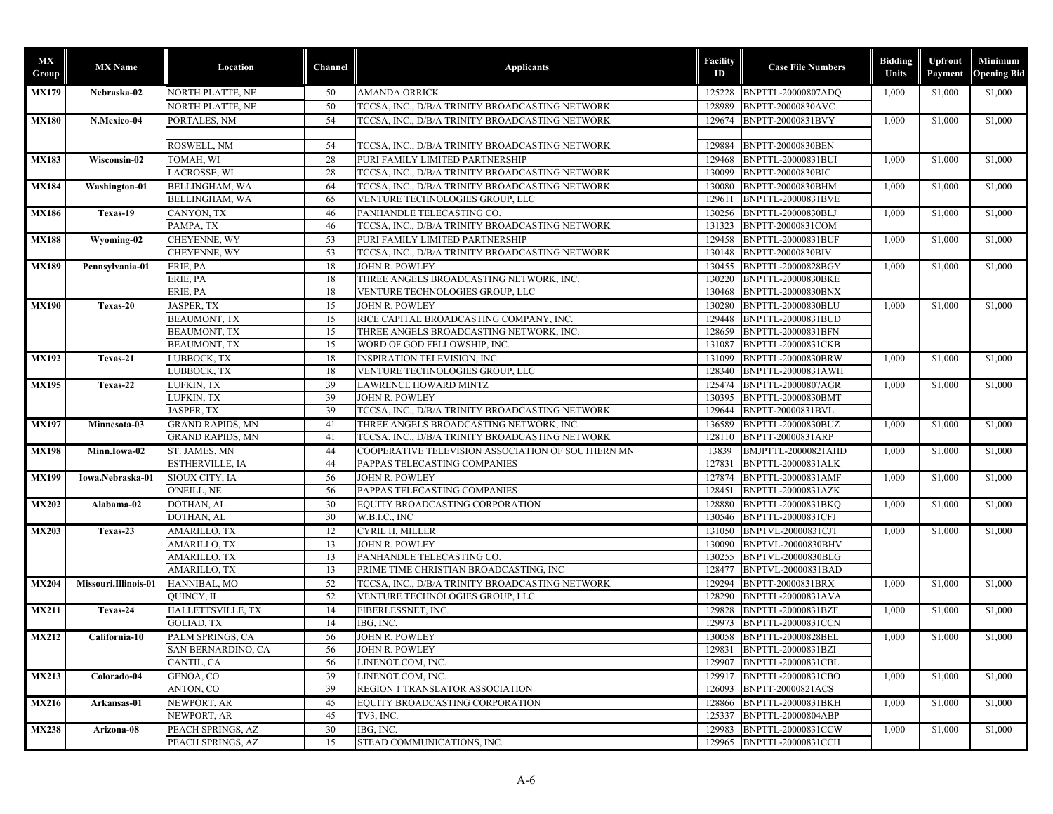| MX Group | MX Name | Location | Channel | Applicants | Facility ID | Case File Numbers | Bidding Units | Upfront Payment | Minimum Opening Bid |
|---|---|---|---|---|---|---|---|---|---|
| MX179 | Nebraska-02 | NORTH PLATTE, NE | 50 | AMANDA ORRICK | 125228 | BNPTTL-20000807ADQ | 1,000 | $1,000 | $1,000 |
| | | NORTH PLATTE, NE | 50 | TCCSA, INC., D/B/A TRINITY BROADCASTING NETWORK | 128989 | BNPTT-20000830AVC | | | |
| MX180 | N.Mexico-04 | PORTALES, NM | 54 | TCCSA, INC., D/B/A TRINITY BROADCASTING NETWORK | 129674 | BNPTT-20000831BVY | 1,000 | $1,000 | $1,000 |
| | | ROSWELL, NM | 54 | TCCSA, INC., D/B/A TRINITY BROADCASTING NETWORK | 129884 | BNPTT-20000830BEN | | | |
| MX183 | Wisconsin-02 | TOMAH, WI | 28 | PURI FAMILY LIMITED PARTNERSHIP | 129468 | BNPTTL-20000831BUI | 1,000 | $1,000 | $1,000 |
| | | LACROSSE, WI | 28 | TCCSA, INC., D/B/A TRINITY BROADCASTING NETWORK | 130099 | BNPTT-20000830BIC | | | |
| MX184 | Washington-01 | BELLINGHAM, WA | 64 | TCCSA, INC., D/B/A TRINITY BROADCASTING NETWORK | 130080 | BNPTT-20000830BHM | 1,000 | $1,000 | $1,000 |
| | | BELLINGHAM, WA | 65 | VENTURE TECHNOLOGIES GROUP, LLC | 129611 | BNPTTL-20000831BVE | | | |
| MX186 | Texas-19 | CANYON, TX | 46 | PANHANDLE TELECASTING CO. | 130256 | BNPTTL-20000830BLJ | 1,000 | $1,000 | $1,000 |
| | | PAMPA, TX | 46 | TCCSA, INC., D/B/A TRINITY BROADCASTING NETWORK | 131323 | BNPTT-20000831COM | | | |
| MX188 | Wyoming-02 | CHEYENNE, WY | 53 | PURI FAMILY LIMITED PARTNERSHIP | 129458 | BNPTTL-20000831BUF | 1,000 | $1,000 | $1,000 |
| | | CHEYENNE, WY | 53 | TCCSA, INC., D/B/A TRINITY BROADCASTING NETWORK | 130148 | BNPTT-20000830BIV | | | |
| MX189 | Pennsylvania-01 | ERIE, PA | 18 | JOHN R. POWLEY | 130455 | BNPTTL-20000828BGY | 1,000 | $1,000 | $1,000 |
| | | ERIE, PA | 18 | THREE ANGELS BROADCASTING NETWORK, INC. | 130220 | BNPTTL-20000830BKE | | | |
| | | ERIE, PA | 18 | VENTURE TECHNOLOGIES GROUP, LLC | 130468 | BNPTTL-20000830BNX | | | |
| MX190 | Texas-20 | JASPER, TX | 15 | JOHN R. POWLEY | 130280 | BNPTTL-20000830BLU | 1,000 | $1,000 | $1,000 |
| | | BEAUMONT, TX | 15 | RICE CAPITAL BROADCASTING COMPANY, INC. | 129448 | BNPTTL-20000831BUD | | | |
| | | BEAUMONT, TX | 15 | THREE ANGELS BROADCASTING NETWORK, INC. | 128659 | BNPTTL-20000831BFN | | | |
| | | BEAUMONT, TX | 15 | WORD OF GOD FELLOWSHIP, INC. | 131087 | BNPTTL-20000831CKB | | | |
| MX192 | Texas-21 | LUBBOCK, TX | 18 | INSPIRATION TELEVISION, INC. | 131099 | BNPTTL-20000830BRW | 1,000 | $1,000 | $1,000 |
| | | LUBBOCK, TX | 18 | VENTURE TECHNOLOGIES GROUP, LLC | 128340 | BNPTTL-20000831AWH | | | |
| MX195 | Texas-22 | LUFKIN, TX | 39 | LAWRENCE HOWARD MINTZ | 125474 | BNPTTL-20000807AGR | 1,000 | $1,000 | $1,000 |
| | | LUFKIN, TX | 39 | JOHN R. POWLEY | 130395 | BNPTTL-20000830BMT | | | |
| | | JASPER, TX | 39 | TCCSA, INC., D/B/A TRINITY BROADCASTING NETWORK | 129644 | BNPTT-20000831BVL | | | |
| MX197 | Minnesota-03 | GRAND RAPIDS, MN | 41 | THREE ANGELS BROADCASTING NETWORK, INC. | 136589 | BNPTTL-20000830BUZ | 1,000 | $1,000 | $1,000 |
| | | GRAND RAPIDS, MN | 41 | TCCSA, INC., D/B/A TRINITY BROADCASTING NETWORK | 128110 | BNPTT-20000831ARP | | | |
| MX198 | Minn.Iowa-02 | ST. JAMES, MN | 44 | COOPERATIVE TELEVISION ASSOCIATION OF SOUTHERN MN | 13839 | BMJPTTL-20000821AHD | 1,000 | $1,000 | $1,000 |
| | | ESTHERVILLE, IA | 44 | PAPPAS TELECASTING COMPANIES | 127831 | BNPTTL-20000831ALK | | | |
| MX199 | Iowa.Nebraska-01 | SIOUX CITY, IA | 56 | JOHN R. POWLEY | 127874 | BNPTTL-20000831AMF | 1,000 | $1,000 | $1,000 |
| | | O'NEILL, NE | 56 | PAPPAS TELECASTING COMPANIES | 128451 | BNPTTL-20000831AZK | | | |
| MX202 | Alabama-02 | DOTHAN, AL | 30 | EQUITY BROADCASTING CORPORATION | 128880 | BNPTTL-20000831BKQ | 1,000 | $1,000 | $1,000 |
| | | DOTHAN, AL | 30 | W.B.I.C., INC | 130546 | BNPTTL-20000831CFJ | | | |
| MX203 | Texas-23 | AMARILLO, TX | 12 | CYRIL H. MILLER | 131050 | BNPTVL-20000831CJT | 1,000 | $1,000 | $1,000 |
| | | AMARILLO, TX | 13 | JOHN R. POWLEY | 130090 | BNPTVL-20000830BHV | | | |
| | | AMARILLO, TX | 13 | PANHANDLE TELECASTING CO. | 130255 | BNPTVL-20000830BLG | | | |
| | | AMARILLO, TX | 13 | PRIME TIME CHRISTIAN BROADCASTING, INC | 128477 | BNPTVL-20000831BAD | | | |
| MX204 | Missouri.Illinois-01 | HANNIBAL, MO | 52 | TCCSA, INC., D/B/A TRINITY BROADCASTING NETWORK | 129294 | BNPTT-20000831BRX | 1,000 | $1,000 | $1,000 |
| | | QUINCY, IL | 52 | VENTURE TECHNOLOGIES GROUP, LLC | 128290 | BNPTTL-20000831AVA | | | |
| MX211 | Texas-24 | HALLETTSVILLE, TX | 14 | FIBERLESSNET, INC. | 129828 | BNPTTL-20000831BZF | 1,000 | $1,000 | $1,000 |
| | | GOLIAD, TX | 14 | IBG, INC. | 129973 | BNPTTL-20000831CCN | | | |
| MX212 | California-10 | PALM SPRINGS, CA | 56 | JOHN R. POWLEY | 130058 | BNPTTL-20000828BEL | 1,000 | $1,000 | $1,000 |
| | | SAN BERNARDINO, CA | 56 | JOHN R. POWLEY | 129831 | BNPTTL-20000831BZI | | | |
| | | CANTIL, CA | 56 | LINENOT.COM, INC. | 129907 | BNPTTL-20000831CBL | | | |
| MX213 | Colorado-04 | GENOA, CO | 39 | LINENOT.COM, INC. | 129917 | BNPTTL-20000831CBO | 1,000 | $1,000 | $1,000 |
| | | ANTON, CO | 39 | REGION 1 TRANSLATOR ASSOCIATION | 126093 | BNPTT-20000821ACS | | | |
| MX216 | Arkansas-01 | NEWPORT, AR | 45 | EQUITY BROADCASTING CORPORATION | 128866 | BNPTTL-20000831BKH | 1,000 | $1,000 | $1,000 |
| | | NEWPORT, AR | 45 | TV3, INC. | 125337 | BNPTTL-20000804ABP | | | |
| MX238 | Arizona-08 | PEACH SPRINGS, AZ | 30 | IBG, INC. | 129983 | BNPTTL-20000831CCW | 1,000 | $1,000 | $1,000 |
| | | PEACH SPRINGS, AZ | 15 | STEAD COMMUNICATIONS, INC. | 129965 | BNPTTL-20000831CCH | | | |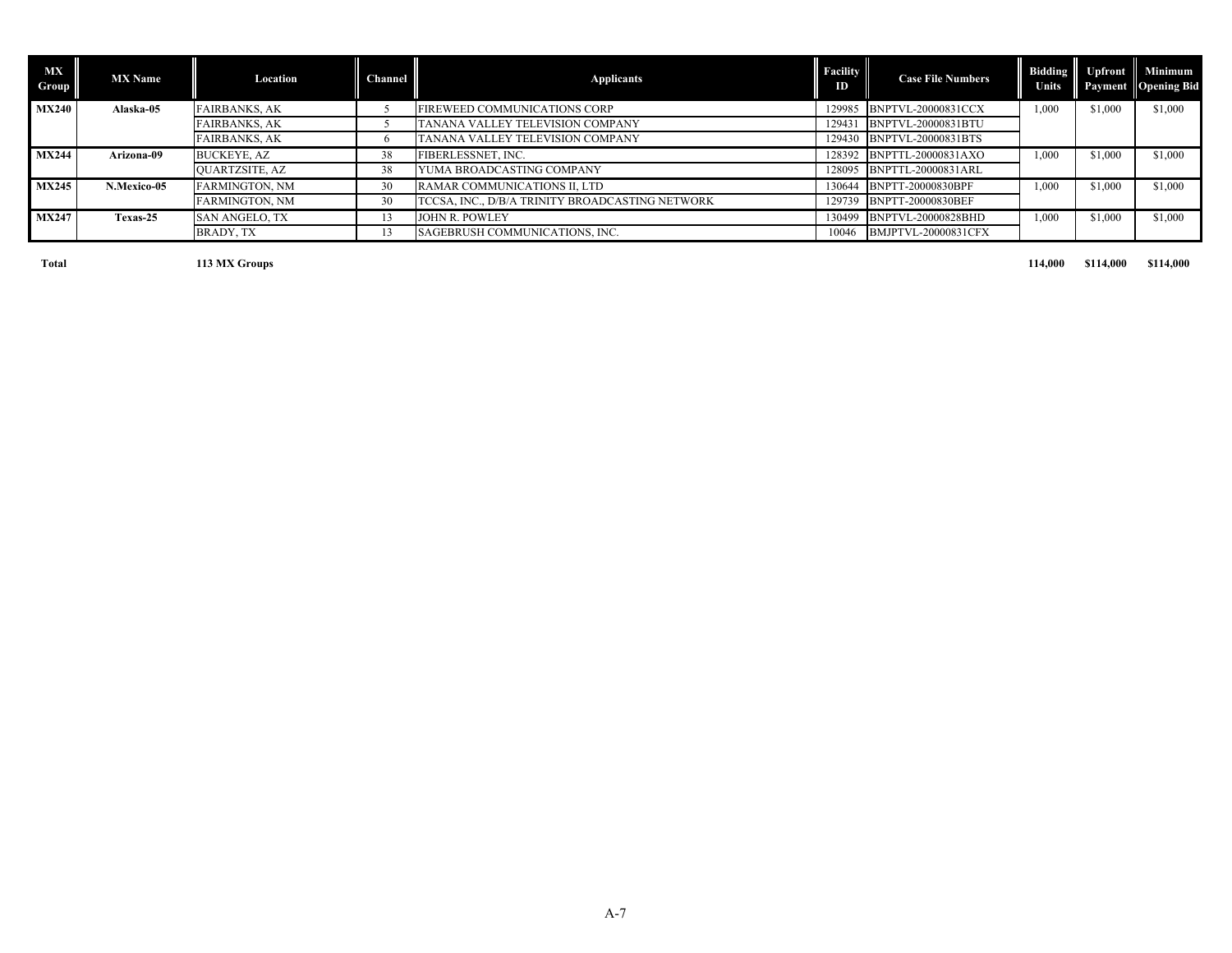| MX Group | MX Name | Location | Channel | Applicants | Facility ID | Case File Numbers | Bidding Units | Upfront Payment | Minimum Opening Bid |
|---|---|---|---|---|---|---|---|---|---|
| MX240 | Alaska-05 | FAIRBANKS, AK | 5 | FIREWEED COMMUNICATIONS CORP | 129985 | BNPTVL-20000831CCX | 1,000 | $1,000 | $1,000 |
| | | FAIRBANKS, AK | 5 | TANANA VALLEY TELEVISION COMPANY | 129431 | BNPTVL-20000831BTU | | | |
| | | FAIRBANKS, AK | 6 | TANANA VALLEY TELEVISION COMPANY | 129430 | BNPTVL-20000831BTS | | | |
| MX244 | Arizona-09 | BUCKEYE, AZ | 38 | FIBERLESSNET, INC. | 128392 | BNPTTL-20000831AXO | 1,000 | $1,000 | $1,000 |
| | | QUARTZSITE, AZ | 38 | YUMA BROADCASTING COMPANY | 128095 | BNPTTL-20000831ARL | | | |
| MX245 | N.Mexico-05 | FARMINGTON, NM | 30 | RAMAR COMMUNICATIONS II, LTD | 130644 | BNPTT-20000830BPF | 1,000 | $1,000 | $1,000 |
| | | FARMINGTON, NM | 30 | TCCSA, INC., D/B/A TRINITY BROADCASTING NETWORK | 129739 | BNPTT-20000830BEF | | | |
| MX247 | Texas-25 | SAN ANGELO, TX | 13 | JOHN R. POWLEY | 130499 | BNPTVL-20000828BHD | 1,000 | $1,000 | $1,000 |
| | | BRADY, TX | 13 | SAGEBRUSH COMMUNICATIONS, INC. | 10046 | BMJPTVL-20000831CFX | | | |
| **Total** | | **113 MX Groups** | | | | | **114,000** | **$114,000** | **$114,000** |